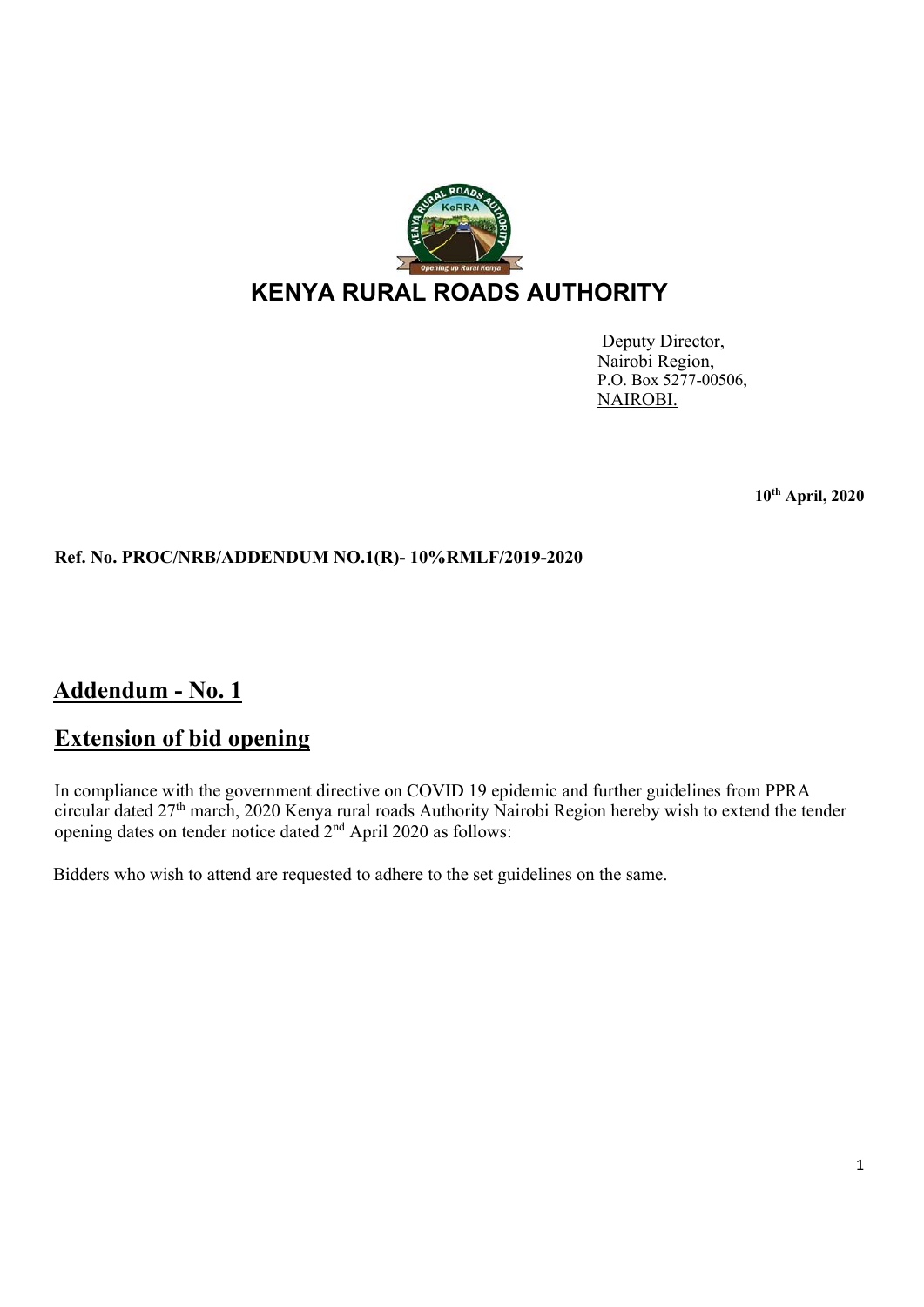# KENYA RURAL ROADS AUTHORITY

Deputy Director,
Nairobi Region,
P.O. Box 5277-00506,
NAIROBI.

**10th April, 2020**

**Ref. No. PROC/NRB/ADDENDUM NO.1(R)- 10%RMLF/2019-2020**

## Addendum - No. 1

## Extension of bid opening

In compliance with the government directive on COVID 19 epidemic and further guidelines from PPRA circular dated 27th march, 2020 Kenya rural roads Authority Nairobi Region hereby wish to extend the tender opening dates on tender notice dated 2nd April 2020 as follows:

Bidders who wish to attend are requested to adhere to the set guidelines on the same.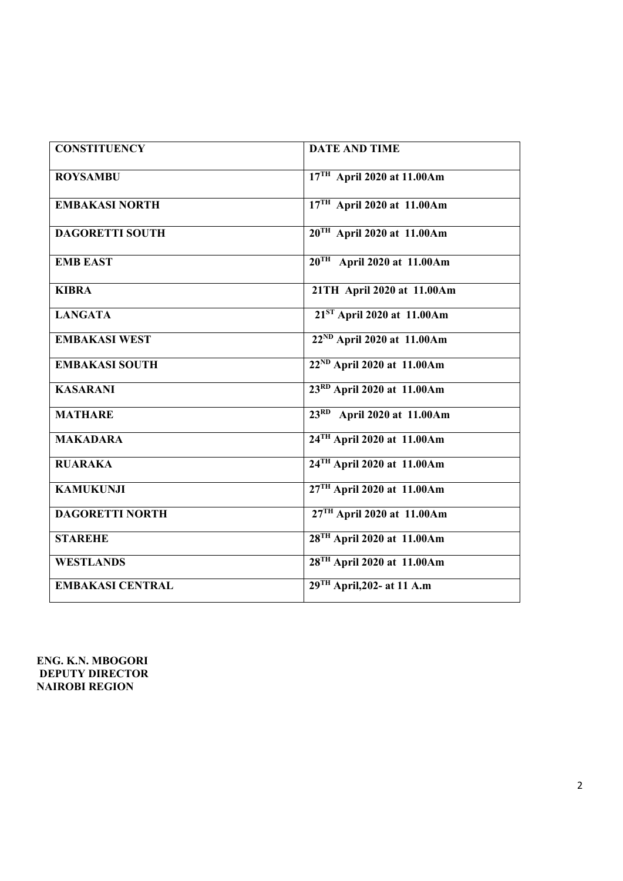| CONSTITUENCY | DATE AND TIME |
|---|---|
| **ROYSAMBU** | **17TH April 2020 at 11.00Am** |
| **EMBAKASI NORTH** | **17TH April 2020 at 11.00Am** |
| **DAGORETTI SOUTH** | **20TH April 2020 at 11.00Am** |
| **EMB EAST** | **20TH April 2020 at 11.00Am** |
| **KIBRA** | **21TH April 2020 at 11.00Am** |
| **LANGATA** | **21ST April 2020 at 11.00Am** |
| **EMBAKASI WEST** | **22ND April 2020 at 11.00Am** |
| **EMBAKASI SOUTH** | **22ND April 2020 at 11.00Am** |
| **KASARANI** | **23RD April 2020 at 11.00Am** |
| **MATHARE** | **23RD April 2020 at 11.00Am** |
| **MAKADARA** | **24TH April 2020 at 11.00Am** |
| **RUARAKA** | **24TH April 2020 at 11.00Am** |
| **KAMUKUNJI** | **27TH April 2020 at 11.00Am** |
| **DAGORETTI NORTH** | **27TH April 2020 at 11.00Am** |
| **STAREHE** | **28TH April 2020 at 11.00Am** |
| **WESTLANDS** | **28TH April 2020 at 11.00Am** |
| **EMBAKASI CENTRAL** | **29TH April,202- at 11 A.m** |

**ENG. K.N. MBOGORI**
**DEPUTY DIRECTOR**
**NAIROBI REGION**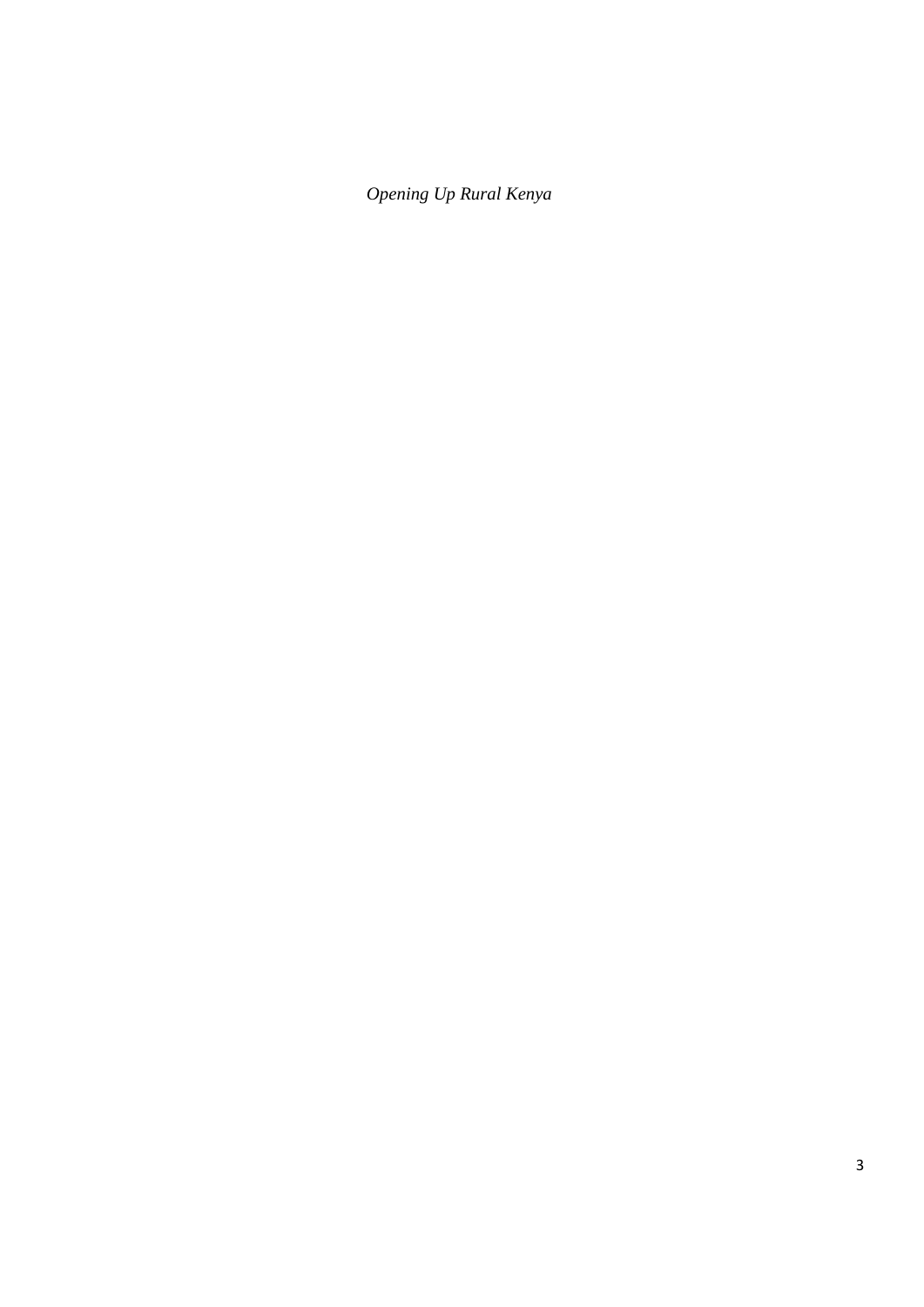*Opening Up Rural Kenya*